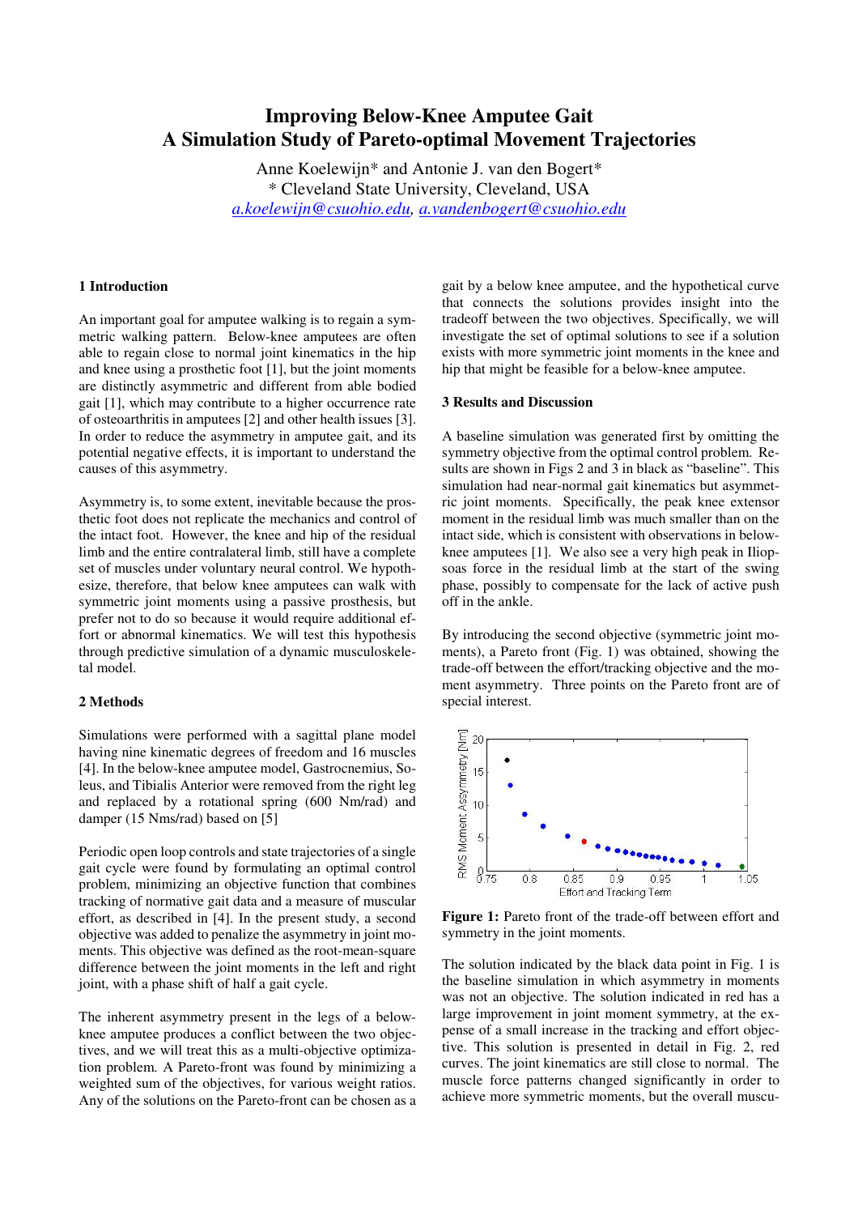# Improving Below-Knee Amputee Gait
## A Simulation Study of Pareto-optimal Movement Trajectories

Anne Koelewijn* and Antonie J. van den Bogert*
* Cleveland State University, Cleveland, USA
*a.koelewijn@csuohio.edu, a.vandenbogert@csuohio.edu*

### 1 Introduction

An important goal for amputee walking is to regain a symmetric walking pattern. Below-knee amputees are often able to regain close to normal joint kinematics in the hip and knee using a prosthetic foot [1], but the joint moments are distinctly asymmetric and different from able bodied gait [1], which may contribute to a higher occurrence rate of osteoarthritis in amputees [2] and other health issues [3]. In order to reduce the asymmetry in amputee gait, and its potential negative effects, it is important to understand the causes of this asymmetry.

Asymmetry is, to some extent, inevitable because the prosthetic foot does not replicate the mechanics and control of the intact foot. However, the knee and hip of the residual limb and the entire contralateral limb, still have a complete set of muscles under voluntary neural control. We hypothesize, therefore, that below knee amputees can walk with symmetric joint moments using a passive prosthesis, but prefer not to do so because it would require additional effort or abnormal kinematics. We will test this hypothesis through predictive simulation of a dynamic musculoskeletal model.

### 2 Methods

Simulations were performed with a sagittal plane model having nine kinematic degrees of freedom and 16 muscles [4]. In the below-knee amputee model, Gastrocnemius, Soleus, and Tibialis Anterior were removed from the right leg and replaced by a rotational spring (600 Nm/rad) and damper (15 Nms/rad) based on [5]

Periodic open loop controls and state trajectories of a single gait cycle were found by formulating an optimal control problem, minimizing an objective function that combines tracking of normative gait data and a measure of muscular effort, as described in [4]. In the present study, a second objective was added to penalize the asymmetry in joint moments. This objective was defined as the root-mean-square difference between the joint moments in the left and right joint, with a phase shift of half a gait cycle.

The inherent asymmetry present in the legs of a below-knee amputee produces a conflict between the two objectives, and we will treat this as a multi-objective optimization problem. A Pareto-front was found by minimizing a weighted sum of the objectives, for various weight ratios. Any of the solutions on the Pareto-front can be chosen as a gait by a below knee amputee, and the hypothetical curve that connects the solutions provides insight into the tradeoff between the two objectives. Specifically, we will investigate the set of optimal solutions to see if a solution exists with more symmetric joint moments in the knee and hip that might be feasible for a below-knee amputee.

### 3 Results and Discussion

A baseline simulation was generated first by omitting the symmetry objective from the optimal control problem. Results are shown in Figs 2 and 3 in black as "baseline". This simulation had near-normal gait kinematics but asymmetric joint moments. Specifically, the peak knee extensor moment in the residual limb was much smaller than on the intact side, which is consistent with observations in below-knee amputees [1]. We also see a very high peak in Iliopsoas force in the residual limb at the start of the swing phase, possibly to compensate for the lack of active push off in the ankle.

By introducing the second objective (symmetric joint moments), a Pareto front (Fig. 1) was obtained, showing the trade-off between the effort/tracking objective and the moment asymmetry. Three points on the Pareto front are of special interest.

**Figure 1:** Pareto front of the trade-off between effort and symmetry in the joint moments.

The solution indicated by the black data point in Fig. 1 is the baseline simulation in which asymmetry in moments was not an objective. The solution indicated in red has a large improvement in joint moment symmetry, at the expense of a small increase in the tracking and effort objective. This solution is presented in detail in Fig. 2, red curves. The joint kinematics are still close to normal. The muscle force patterns changed significantly in order to achieve more symmetric moments, but the overall muscu-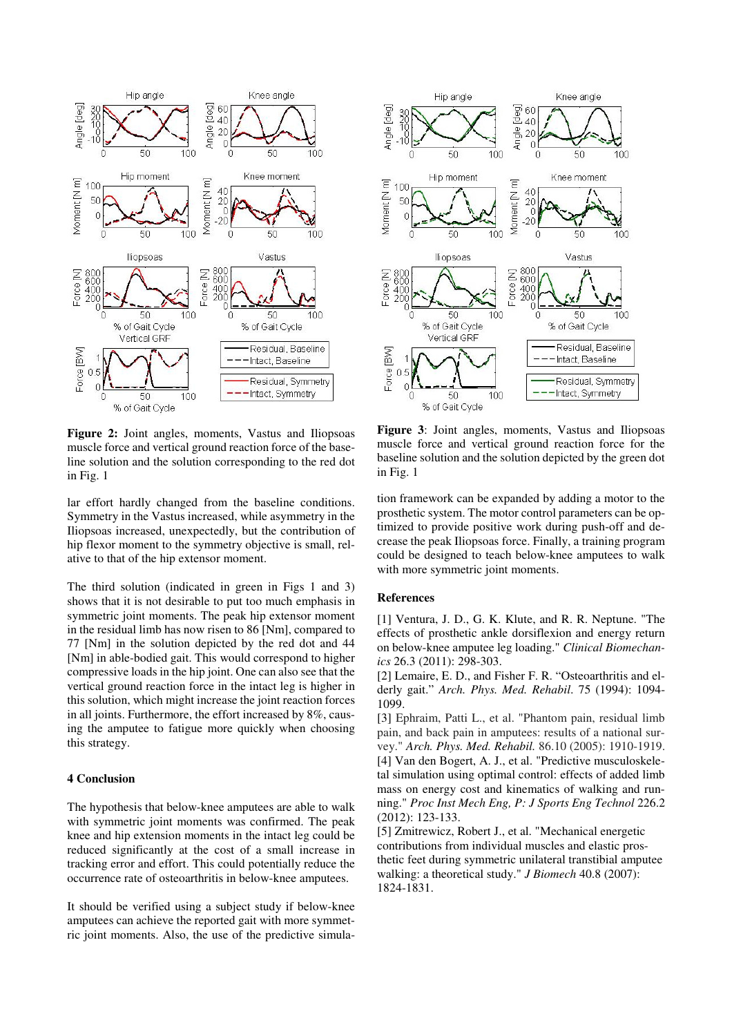Hip angle

Knee angle

Angle [deg]

30
20
10
0
-10

0 50 100

Angle [deg]

60
40
20
0

0 50 100

Hip moment

Knee moment

Moment [N m]

100
50
0

0 50 100

Moment [N m]

40
20
0
-20

0 50 100

Iliopsoas

Vastus

Force [N]

800
600
400
200
0

0 50 100

% of Gait Cycle

Force [N]

800
600
400
200
0

0 50 100

% of Gait Cycle

Vertical GRF

Force [BW]

1
0.5
0

0 50 100

% of Gait Cycle

Residual, Baseline
Intact, Baseline

Residual, Symmetry
Intact, Symmetry

**Figure 2:** Joint angles, moments, Vastus and Iliopsoas muscle force and vertical ground reaction force of the baseline solution and the solution corresponding to the red dot in Fig. 1

lar effort hardly changed from the baseline conditions. Symmetry in the Vastus increased, while asymmetry in the Iliopsoas increased, unexpectedly, but the contribution of hip flexor moment to the symmetry objective is small, relative to that of the hip extensor moment.

The third solution (indicated in green in Figs 1 and 3) shows that it is not desirable to put too much emphasis in symmetric joint moments. The peak hip extensor moment in the residual limb has now risen to 86 [Nm], compared to 77 [Nm] in the solution depicted by the red dot and 44 [Nm] in able-bodied gait. This would correspond to higher compressive loads in the hip joint. One can also see that the vertical ground reaction force in the intact leg is higher in this solution, which might increase the joint reaction forces in all joints. Furthermore, the effort increased by 8%, causing the amputee to fatigue more quickly when choosing this strategy.

## 4 Conclusion

The hypothesis that below-knee amputees are able to walk with symmetric joint moments was confirmed. The peak knee and hip extension moments in the intact leg could be reduced significantly at the cost of a small increase in tracking error and effort. This could potentially reduce the occurrence rate of osteoarthritis in below-knee amputees.

It should be verified using a subject study if below-knee amputees can achieve the reported gait with more symmetric joint moments. Also, the use of the predictive simulation framework can be expanded by adding a motor to the prosthetic system. The motor control parameters can be optimized to provide positive work during push-off and decrease the peak Iliopsoas force. Finally, a training program could be designed to teach below-knee amputees to walk with more symmetric joint moments.

Hip angle

Knee angle

Angle [deg]

30
20
10
0
-10

0 50 100

Angle [deg]

60
40
20
0

0 50 100

Hip moment

Knee moment

Moment [N m]

100
50
0

0 50 100

Moment [N m]

40
20
0
-20

0 50 100

Iliopsoas

Vastus

Force [N]

800
600
400
200
0

0 50 100

% of Gait Cycle

Force [N]

800
600
400
200
0

0 50 100

% of Gait Cycle

Vertical GRF

Force [BW]

1
0.5
0

0 50 100

% of Gait Cycle

Residual, Baseline
Intact, Baseline

Residual, Symmetry
Intact, Symmetry

**Figure 3**: Joint angles, moments, Vastus and Iliopsoas muscle force and vertical ground reaction force for the baseline solution and the solution depicted by the green dot in Fig. 1

## References

[1] Ventura, J. D., G. K. Klute, and R. R. Neptune. "The effects of prosthetic ankle dorsiflexion and energy return on below-knee amputee leg loading." *Clinical Biomechanics* 26.3 (2011): 298-303.

[2] Lemaire, E. D., and Fisher F. R. "Osteoarthritis and elderly gait." *Arch. Phys. Med. Rehabil*. 75 (1994): 1094-1099.

[3] Ephraim, Patti L., et al. "Phantom pain, residual limb pain, and back pain in amputees: results of a national survey." *Arch. Phys. Med. Rehabil.* 86.10 (2005): 1910-1919.

[4] Van den Bogert, A. J., et al. "Predictive musculoskeletal simulation using optimal control: effects of added limb mass on energy cost and kinematics of walking and running." *Proc Inst Mech Eng, P: J Sports Eng Technol* 226.2 (2012): 123-133.

[5] Zmitrewicz, Robert J., et al. "Mechanical energetic contributions from individual muscles and elastic prosthetic feet during symmetric unilateral transtibial amputee walking: a theoretical study." *J Biomech* 40.8 (2007): 1824-1831.